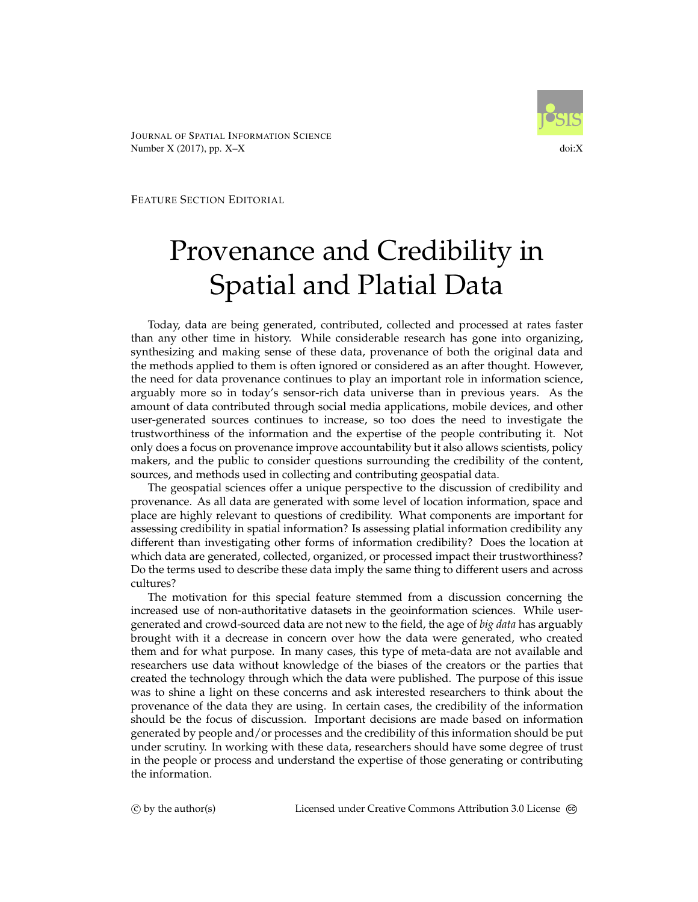FEATURE SECTION EDITORIAL

# Provenance and Credibility in Spatial and Platial Data

Today, data are being generated, contributed, collected and processed at rates faster than any other time in history. While considerable research has gone into organizing, synthesizing and making sense of these data, provenance of both the original data and the methods applied to them is often ignored or considered as an after thought. However, the need for data provenance continues to play an important role in information science, arguably more so in today's sensor-rich data universe than in previous years. As the amount of data contributed through social media applications, mobile devices, and other user-generated sources continues to increase, so too does the need to investigate the trustworthiness of the information and the expertise of the people contributing it. Not only does a focus on provenance improve accountability but it also allows scientists, policy makers, and the public to consider questions surrounding the credibility of the content, sources, and methods used in collecting and contributing geospatial data.

The geospatial sciences offer a unique perspective to the discussion of credibility and provenance. As all data are generated with some level of location information, space and place are highly relevant to questions of credibility. What components are important for assessing credibility in spatial information? Is assessing platial information credibility any different than investigating other forms of information credibility? Does the location at which data are generated, collected, organized, or processed impact their trustworthiness? Do the terms used to describe these data imply the same thing to different users and across cultures?

The motivation for this special feature stemmed from a discussion concerning the increased use of non-authoritative datasets in the geoinformation sciences. While user-generated and crowd-sourced data are not new to the field, the age of *big data* has arguably brought with it a decrease in concern over how the data were generated, who created them and for what purpose. In many cases, this type of meta-data are not available and researchers use data without knowledge of the biases of the creators or the parties that created the technology through which the data were published. The purpose of this issue was to shine a light on these concerns and ask interested researchers to think about the provenance of the data they are using. In certain cases, the credibility of the information should be the focus of discussion. Important decisions are made based on information generated by people and/or processes and the credibility of this information should be put under scrutiny. In working with these data, researchers should have some degree of trust in the people or process and understand the expertise of those generating or contributing the information.

© by the author(s) Licensed under Creative Commons Attribution 3.0 License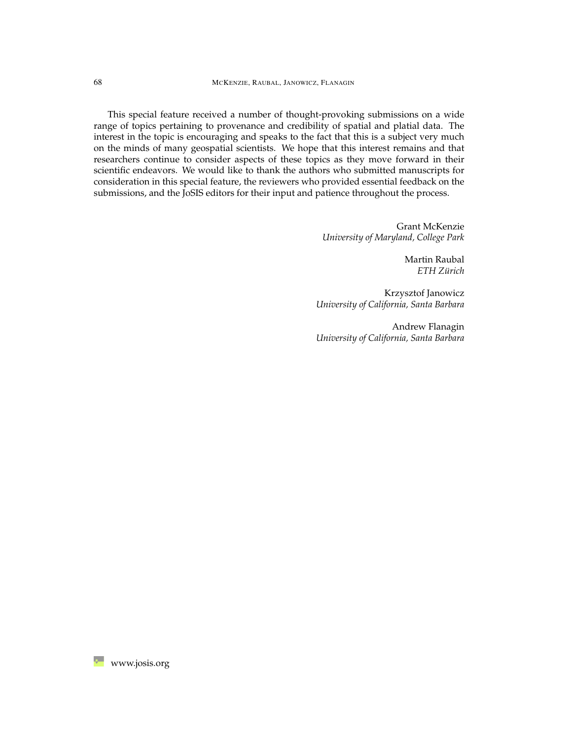This special feature received a number of thought-provoking submissions on a wide range of topics pertaining to provenance and credibility of spatial and platial data. The interest in the topic is encouraging and speaks to the fact that this is a subject very much on the minds of many geospatial scientists. We hope that this interest remains and that researchers continue to consider aspects of these topics as they move forward in their scientific endeavors. We would like to thank the authors who submitted manuscripts for consideration in this special feature, the reviewers who provided essential feedback on the submissions, and the JoSIS editors for their input and patience throughout the process.

Grant McKenzie
*University of Maryland, College Park*

Martin Raubal
*ETH Zürich*

Krzysztof Janowicz
*University of California, Santa Barbara*

Andrew Flanagin
*University of California, Santa Barbara*